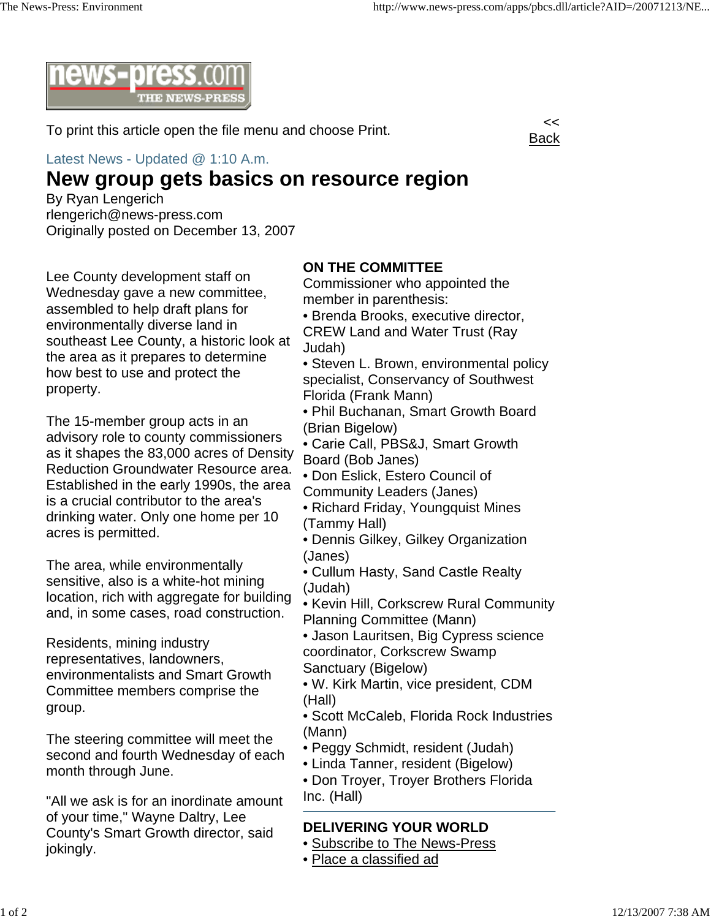To print this article open the file menu and choose Print.

<< Back

Latest News - Updated @ 1:10 A.m.

# New group gets basics on resource region

By Ryan Lengerich
rlengerich@news-press.com
Originally posted on December 13, 2007

Lee County development staff on Wednesday gave a new committee, assembled to help draft plans for environmentally diverse land in southeast Lee County, a historic look at the area as it prepares to determine how best to use and protect the property.

The 15-member group acts in an advisory role to county commissioners as it shapes the 83,000 acres of Density Reduction Groundwater Resource area. Established in the early 1990s, the area is a crucial contributor to the area's drinking water. Only one home per 10 acres is permitted.

The area, while environmentally sensitive, also is a white-hot mining location, rich with aggregate for building and, in some cases, road construction.

Residents, mining industry representatives, landowners, environmentalists and Smart Growth Committee members comprise the group.

The steering committee will meet the second and fourth Wednesday of each month through June.

"All we ask is for an inordinate amount of your time," Wayne Daltry, Lee County's Smart Growth director, said jokingly.

**ON THE COMMITTEE**

Commissioner who appointed the member in parenthesis:

- Brenda Brooks, executive director, CREW Land and Water Trust (Ray Judah)
- Steven L. Brown, environmental policy specialist, Conservancy of Southwest Florida (Frank Mann)
- Phil Buchanan, Smart Growth Board (Brian Bigelow)
- Carie Call, PBS&J, Smart Growth Board (Bob Janes)
- Don Eslick, Estero Council of Community Leaders (Janes)
- Richard Friday, Youngquist Mines (Tammy Hall)
- Dennis Gilkey, Gilkey Organization (Janes)
- Cullum Hasty, Sand Castle Realty (Judah)
- Kevin Hill, Corkscrew Rural Community Planning Committee (Mann)
- Jason Lauritsen, Big Cypress science coordinator, Corkscrew Swamp Sanctuary (Bigelow)
- W. Kirk Martin, vice president, CDM (Hall)
- Scott McCaleb, Florida Rock Industries (Mann)
- Peggy Schmidt, resident (Judah)
- Linda Tanner, resident (Bigelow)
- Don Troyer, Troyer Brothers Florida Inc. (Hall)

**DELIVERING YOUR WORLD**

- Subscribe to The News-Press
- Place a classified ad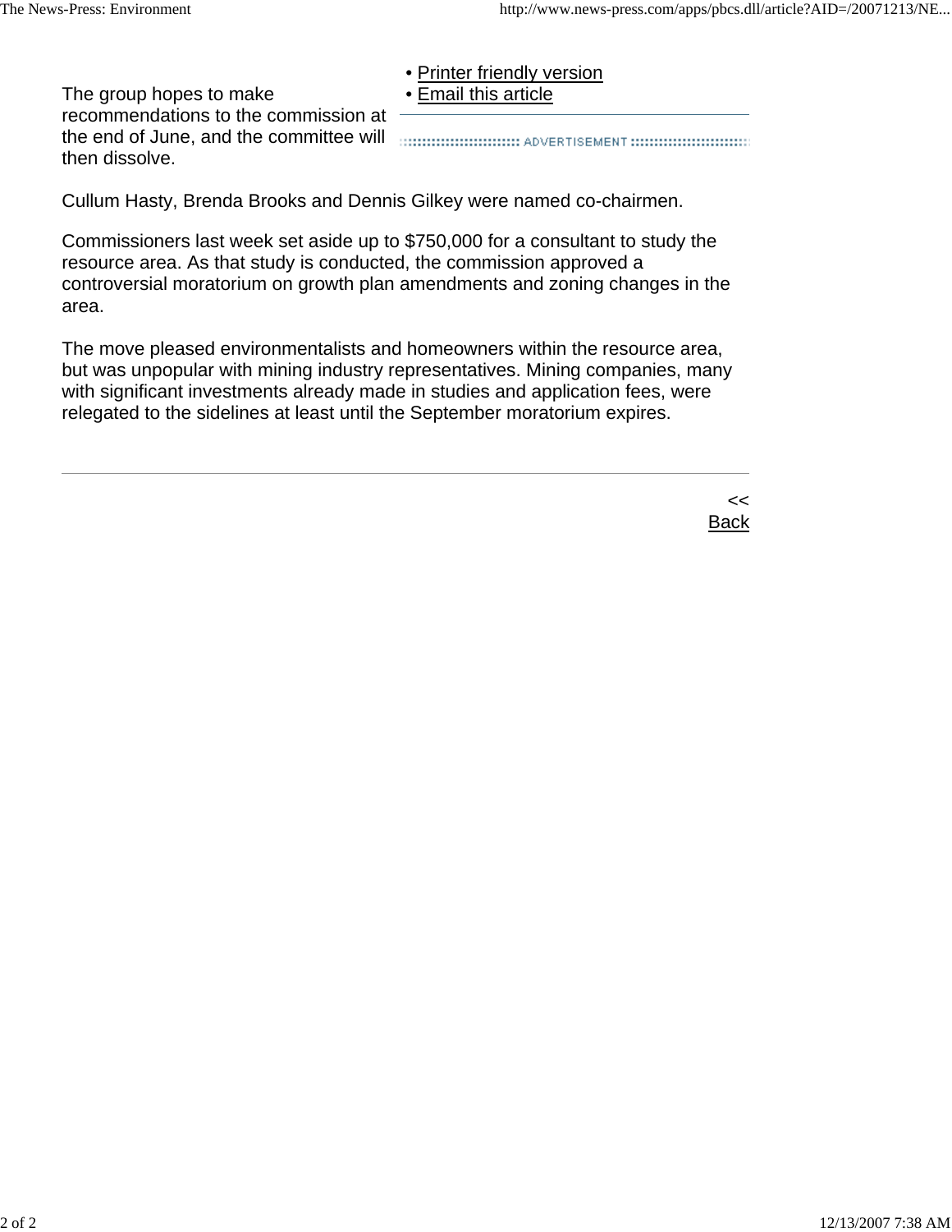• Printer friendly version
• Email this article

ADVERTISEMENT

The group hopes to make recommendations to the commission at the end of June, and the committee will then dissolve.

Cullum Hasty, Brenda Brooks and Dennis Gilkey were named co-chairmen.

Commissioners last week set aside up to $750,000 for a consultant to study the resource area. As that study is conducted, the commission approved a controversial moratorium on growth plan amendments and zoning changes in the area.

The move pleased environmentalists and homeowners within the resource area, but was unpopular with mining industry representatives. Mining companies, many with significant investments already made in studies and application fees, were relegated to the sidelines at least until the September moratorium expires.

---

<< Back